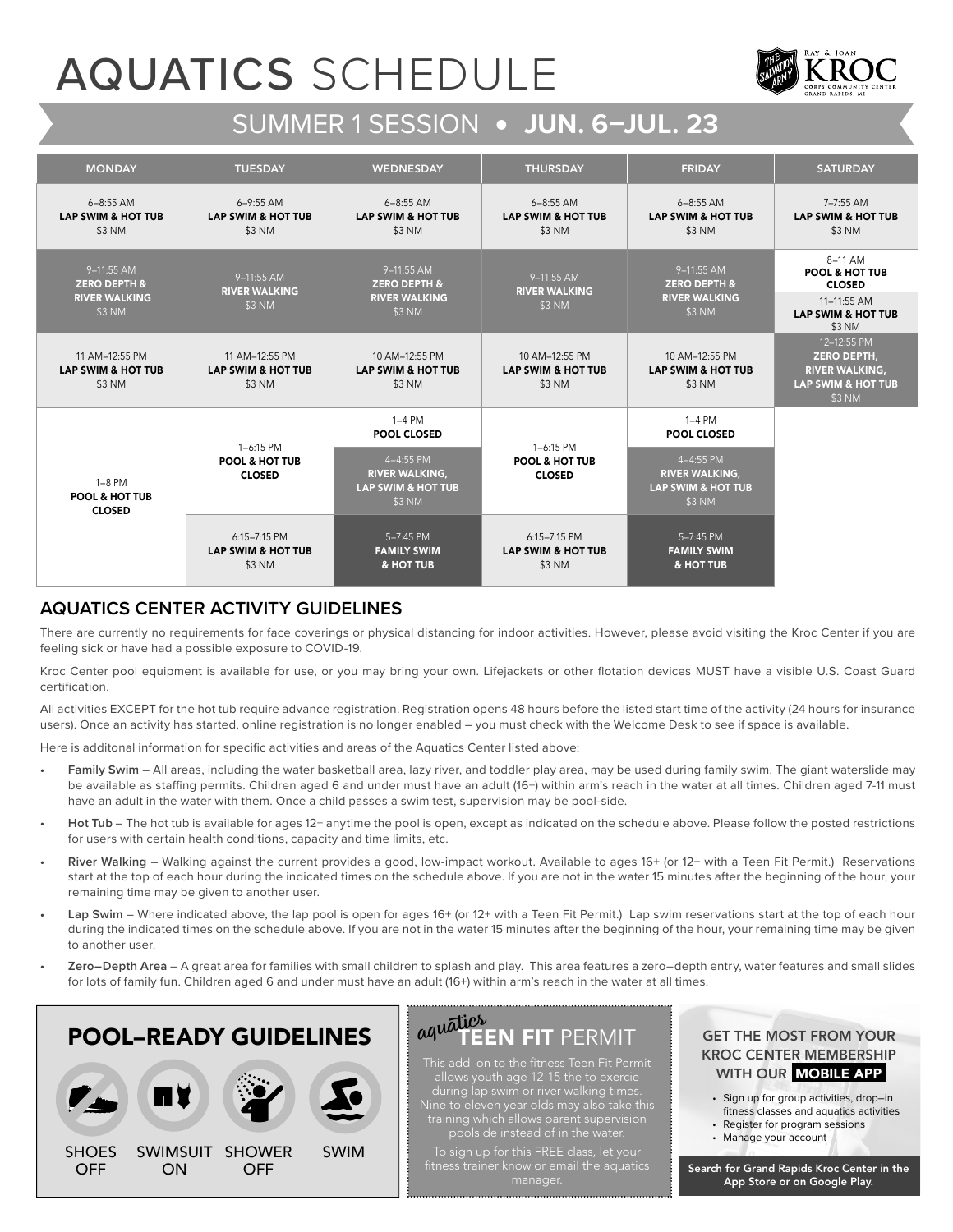# AQUATICS SCHEDULE

## SUMMER 1 SESSION • JUN. 6–JUL. 23

| MONDAY | TUESDAY | WEDNESDAY | THURSDAY | FRIDAY | SATURDAY |
|---|---|---|---|---|---|
| 6–8:55 AM **LAP SWIM & HOT TUB** $3 NM | 6–9:55 AM **LAP SWIM & HOT TUB** $3 NM | 6–8:55 AM **LAP SWIM & HOT TUB** $3 NM | 6–8:55 AM **LAP SWIM & HOT TUB** $3 NM | 6–8:55 AM **LAP SWIM & HOT TUB** $3 NM | 7–7:55 AM **LAP SWIM & HOT TUB** $3 NM |
| 9–11:55 AM **ZERO DEPTH & RIVER WALKING** $3 NM | 9–11:55 AM **RIVER WALKING** $3 NM | 9–11:55 AM **ZERO DEPTH & RIVER WALKING** $3 NM | 9–11:55 AM **RIVER WALKING** $3 NM | 9–11:55 AM **ZERO DEPTH & RIVER WALKING** $3 NM | 8–11 AM **POOL & HOT TUB CLOSED**<br>11–11:55 AM **LAP SWIM & HOT TUB** $3 NM |
| 11 AM–12:55 PM **LAP SWIM & HOT TUB** $3 NM | 11 AM–12:55 PM **LAP SWIM & HOT TUB** $3 NM | 10 AM–12:55 PM **LAP SWIM & HOT TUB** $3 NM | 10 AM–12:55 PM **LAP SWIM & HOT TUB** $3 NM | 10 AM–12:55 PM **LAP SWIM & HOT TUB** $3 NM | 12–12:55 PM **ZERO DEPTH, RIVER WALKING, LAP SWIM & HOT TUB** $3 NM |
| 1–8 PM **POOL & HOT TUB CLOSED** | 1–6:15 PM **POOL & HOT TUB CLOSED** | 1–4 PM **POOL CLOSED**<br>4–4:55 PM **RIVER WALKING, LAP SWIM & HOT TUB** $3 NM | 1–6:15 PM **POOL & HOT TUB CLOSED** | 1–4 PM **POOL CLOSED**<br>4–4:55 PM **RIVER WALKING, LAP SWIM & HOT TUB** $3 NM | |
| | 6:15–7:15 PM **LAP SWIM & HOT TUB** $3 NM | 5–7:45 PM **FAMILY SWIM & HOT TUB** | 6:15–7:15 PM **LAP SWIM & HOT TUB** $3 NM | 5–7:45 PM **FAMILY SWIM & HOT TUB** | |

## AQUATICS CENTER ACTIVITY GUIDELINES

There are currently no requirements for face coverings or physical distancing for indoor activities. However, please avoid visiting the Kroc Center if you are feeling sick or have had a possible exposure to COVID-19.

Kroc Center pool equipment is available for use, or you may bring your own. Lifejackets or other flotation devices MUST have a visible U.S. Coast Guard certification.

All activities EXCEPT for the hot tub require advance registration. Registration opens 48 hours before the listed start time of the activity (24 hours for insurance users). Once an activity has started, online registration is no longer enabled – you must check with the Welcome Desk to see if space is available.

Here is additonal information for specific activities and areas of the Aquatics Center listed above:

- **Family Swim** – All areas, including the water basketball area, lazy river, and toddler play area, may be used during family swim. The giant waterslide may be available as staffing permits. Children aged 6 and under must have an adult (16+) within arm's reach in the water at all times. Children aged 7-11 must have an adult in the water with them. Once a child passes a swim test, supervision may be pool-side.
- **Hot Tub** – The hot tub is available for ages 12+ anytime the pool is open, except as indicated on the schedule above. Please follow the posted restrictions for users with certain health conditions, capacity and time limits, etc.
- **River Walking** – Walking against the current provides a good, low-impact workout. Available to ages 16+ (or 12+ with a Teen Fit Permit.) Reservations start at the top of each hour during the indicated times on the schedule above. If you are not in the water 15 minutes after the beginning of the hour, your remaining time may be given to another user.
- **Lap Swim** – Where indicated above, the lap pool is open for ages 16+ (or 12+ with a Teen Fit Permit.) Lap swim reservations start at the top of each hour during the indicated times on the schedule above. If you are not in the water 15 minutes after the beginning of the hour, your remaining time may be given to another user.
- **Zero–Depth Area** – A great area for families with small children to splash and play. This area features a zero–depth entry, water features and small slides for lots of family fun. Children aged 6 and under must have an adult (16+) within arm's reach in the water at all times.

## POOL–READY GUIDELINES

SHOES OFF | SWIMSUIT ON | SHOWER OFF | SWIM

## aquatics TEEN FIT PERMIT

This add–on to the fitness Teen Fit Permit allows youth age 12-15 the to exercie during lap swim or river walking times. Nine to eleven year olds may also take this training which allows parent supervision poolside instead of in the water.

To sign up for this FREE class, let your fitness trainer know or email the aquatics manager.

## GET THE MOST FROM YOUR KROC CENTER MEMBERSHIP WITH OUR MOBILE APP

- Sign up for group activities, drop–in fitness classes and aquatics activities
- Register for program sessions
- Manage your account

**Search for Grand Rapids Kroc Center in the App Store or on Google Play.**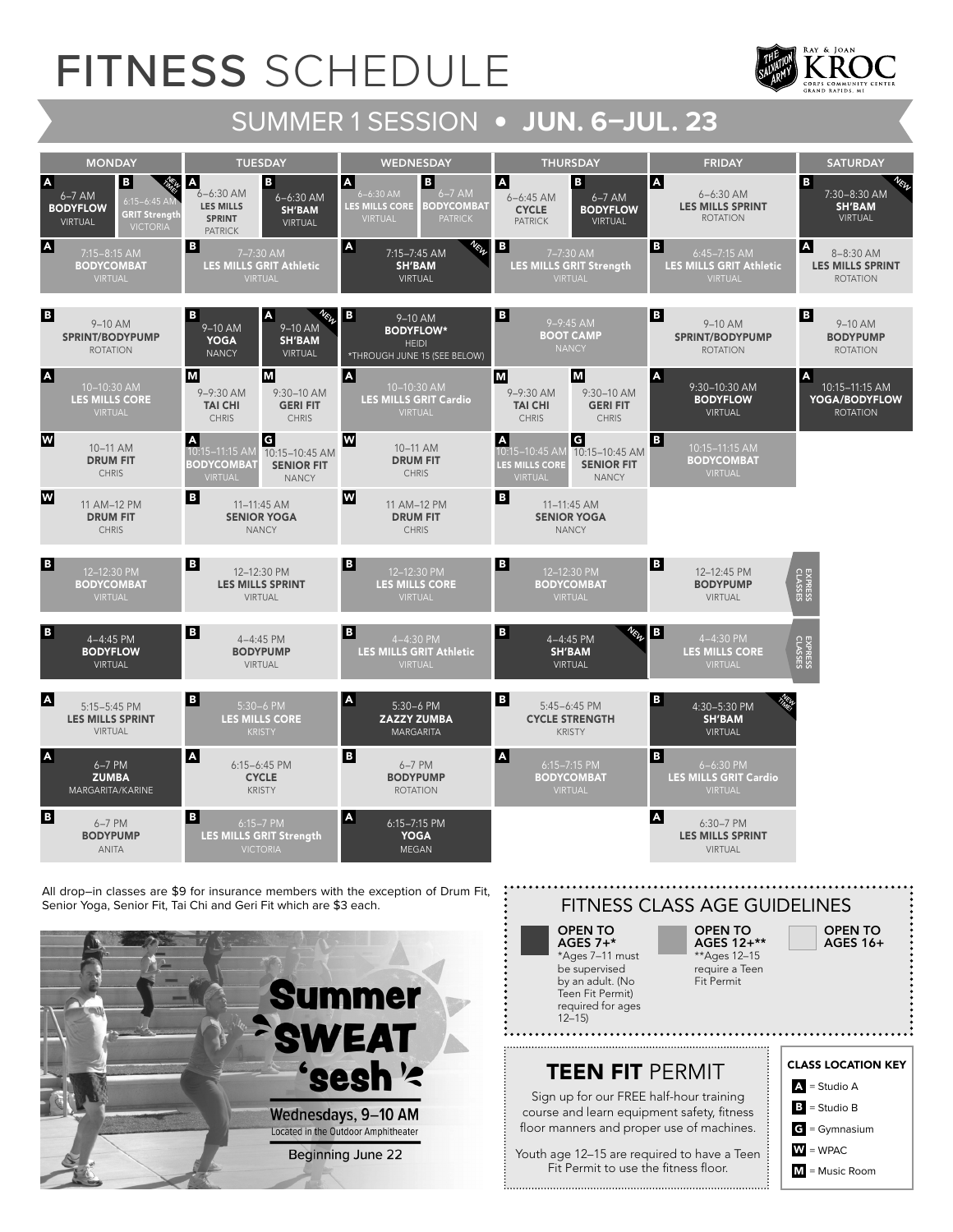# FITNESS SCHEDULE

## SUMMER 1 SESSION • JUN. 6–JUL. 23

| MONDAY | TUESDAY | WEDNESDAY | THURSDAY | FRIDAY | SATURDAY |
|---|---|---|---|---|---|
| A 6–7 AM **BODYFLOW** VIRTUAL / B 6:15–6:45 AM **GRIT Strength** VICTORIA (NEW TIME!) | A 6–6:30 AM **LES MILLS SPRINT** PATRICK / B 6–6:30 AM **SH'BAM** VIRTUAL | A 6–6:30 AM **LES MILLS CORE** VIRTUAL / B 6–7 AM **BODYCOMBAT** PATRICK | A 6–6:45 AM **CYCLE** PATRICK / B 6–7 AM **BODYFLOW** VIRTUAL | A 6–6:30 AM **LES MILLS SPRINT** ROTATION | B 7:30–8:30 AM **SH'BAM** VIRTUAL (NEW) |
| A 7:15–8:15 AM **BODYCOMBAT** VIRTUAL | B 7–7:30 AM **LES MILLS GRIT Athletic** VIRTUAL | A 7:15–7:45 AM **SH'BAM** VIRTUAL (NEW) | B 7–7:30 AM **LES MILLS GRIT Strength** VIRTUAL | B 6:45–7:15 AM **LES MILLS GRIT Athletic** VIRTUAL | A 8–8:30 AM **LES MILLS SPRINT** ROTATION |
| B 9–10 AM **SPRINT/BODYPUMP** ROTATION | B 9–10 AM **YOGA** NANCY / A 9–10 AM **SH'BAM** VIRTUAL (NEW) | B 9–10 AM **BODYFLOW*** HEIDI *THROUGH JUNE 15 (SEE BELOW) | B 9–9:45 AM **BOOT CAMP** NANCY | B 9–10 AM **SPRINT/BODYPUMP** ROTATION | B 9–10 AM **BODYPUMP** ROTATION |
| A 10–10:30 AM **LES MILLS CORE** VIRTUAL | M 9–9:30 AM **TAI CHI** CHRIS / M 9:30–10 AM **GERI FIT** CHRIS | A 10–10:30 AM **LES MILLS GRIT Cardio** VIRTUAL | M 9–9:30 AM **TAI CHI** CHRIS / M 9:30–10 AM **GERI FIT** CHRIS | A 9:30–10:30 AM **BODYFLOW** VIRTUAL | A 10:15–11:15 AM **YOGA/BODYFLOW** ROTATION |
| W 10–11 AM **DRUM FIT** CHRIS | A 10:15–11:15 AM **BODYCOMBAT** VIRTUAL / G 10:15–10:45 AM **SENIOR FIT** NANCY | W 10–11 AM **DRUM FIT** CHRIS | A 10:15–10:45 AM **LES MILLS CORE** VIRTUAL / G 10:15–10:45 AM **SENIOR FIT** NANCY | B 10:15–11:15 AM **BODYCOMBAT** VIRTUAL | |
| W 11 AM–12 PM **DRUM FIT** CHRIS | B 11–11:45 AM **SENIOR YOGA** NANCY | W 11 AM–12 PM **DRUM FIT** CHRIS | B 11–11:45 AM **SENIOR YOGA** NANCY | | |
| B 12–12:30 PM **BODYCOMBAT** VIRTUAL | B 12–12:30 PM **LES MILLS SPRINT** VIRTUAL | B 12–12:30 PM **LES MILLS CORE** VIRTUAL | B 12–12:30 PM **BODYCOMBAT** VIRTUAL | B 12–12:45 PM **BODYPUMP** VIRTUAL | EXPRESS CLASSES |
| B 4–4:45 PM **BODYFLOW** VIRTUAL | B 4–4:45 PM **BODYPUMP** VIRTUAL | B 4–4:30 PM **LES MILLS GRIT Athletic** VIRTUAL | B 4–4:45 PM **SH'BAM** VIRTUAL (NEW) | B 4–4:30 PM **LES MILLS CORE** VIRTUAL | EXPRESS CLASSES |
| A 5:15–5:45 PM **LES MILLS SPRINT** VIRTUAL | B 5:30–6 PM **LES MILLS CORE** KRISTY | A 5:30–6 PM **ZAZZY ZUMBA** MARGARITA | B 5:45–6:45 PM **CYCLE STRENGTH** KRISTY | B 4:30–5:30 PM **SH'BAM** VIRTUAL (NEW TIME!) | |
| A 6–7 PM **ZUMBA** MARGARITA/KARINE | A 6:15–6:45 PM **CYCLE** KRISTY | B 6–7 PM **BODYPUMP** ROTATION | A 6:15–7:15 PM **BODYCOMBAT** VIRTUAL | B 6–6:30 PM **LES MILLS GRIT Cardio** VIRTUAL | |
| B 6–7 PM **BODYPUMP** ANITA | B 6:15–7 PM **LES MILLS GRIT Strength** VICTORIA | A 6:15–7:15 PM **YOGA** MEGAN | | A 6:30–7 PM **LES MILLS SPRINT** VIRTUAL | |

All drop–in classes are $9 for insurance members with the exception of Drum Fit, Senior Yoga, Senior Fit, Tai Chi and Geri Fit which are $3 each.

**Summer SWEAT 'sesh**
Wednesdays, 9–10 AM
Located in the Outdoor Amphitheater
Beginning June 22

### FITNESS CLASS AGE GUIDELINES

- **OPEN TO AGES 7+*** — *Ages 7–11 must be supervised by an adult. (No Teen Fit Permit) required for ages 12–15)
- **OPEN TO AGES 12+**** — **Ages 12–15 require a Teen Fit Permit
- **OPEN TO AGES 16+**

### TEEN FIT PERMIT

Sign up for our FREE half-hour training course and learn equipment safety, fitness floor manners and proper use of machines.

Youth age 12–15 are required to have a Teen Fit Permit to use the fitness floor.

### CLASS LOCATION KEY

- A = Studio A
- B = Studio B
- G = Gymnasium
- W = WPAC
- M = Music Room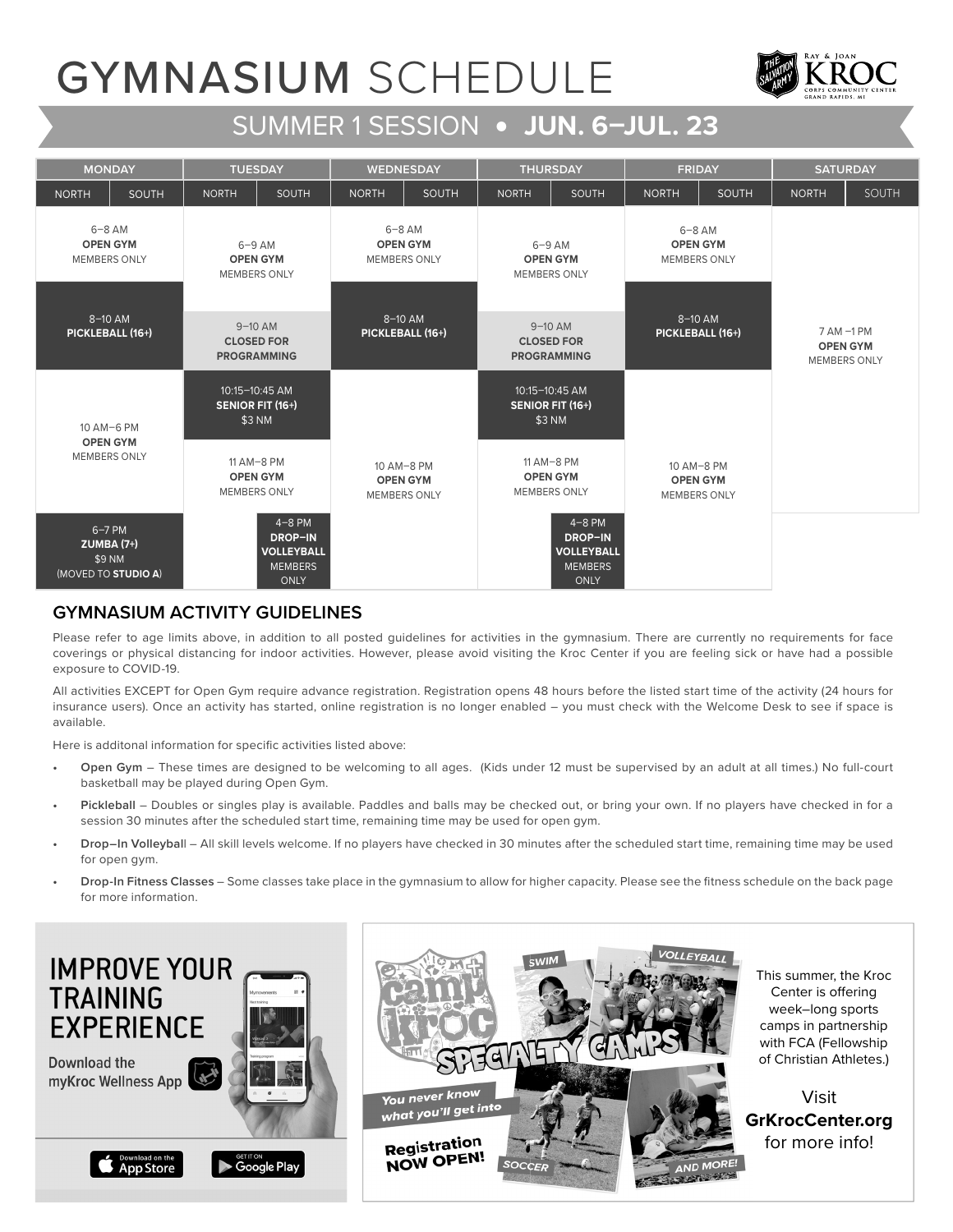# GYMNASIUM SCHEDULE

## SUMMER 1 SESSION • JUN. 6–JUL. 23

| MONDAY | | TUESDAY | | WEDNESDAY | | THURSDAY | | FRIDAY | | SATURDAY | |
|---|---|---|---|---|---|---|---|---|---|---|---|
| NORTH | SOUTH | NORTH | SOUTH | NORTH | SOUTH | NORTH | SOUTH | NORTH | SOUTH | NORTH | SOUTH |
| 6–8 AM **OPEN GYM** MEMBERS ONLY | | 6–9 AM **OPEN GYM** MEMBERS ONLY | | 6–8 AM **OPEN GYM** MEMBERS ONLY | | 6–9 AM **OPEN GYM** MEMBERS ONLY | | 6–8 AM **OPEN GYM** MEMBERS ONLY | | 7 AM –1 PM **OPEN GYM** MEMBERS ONLY | |
| 8–10 AM **PICKLEBALL (16+)** | | 9–10 AM **CLOSED FOR PROGRAMMING** | | 8–10 AM **PICKLEBALL (16+)** | | 9–10 AM **CLOSED FOR PROGRAMMING** | | 8–10 AM **PICKLEBALL (16+)** | | | |
| 10 AM–6 PM **OPEN GYM** MEMBERS ONLY | | 10:15–10:45 AM **SENIOR FIT (16+)** $3 NM | | 10 AM–8 PM **OPEN GYM** MEMBERS ONLY | | 10:15–10:45 AM **SENIOR FIT (16+)** $3 NM | | 10 AM–8 PM **OPEN GYM** MEMBERS ONLY | | | |
| | | 11 AM–8 PM **OPEN GYM** MEMBERS ONLY | | | | 11 AM–8 PM **OPEN GYM** MEMBERS ONLY | | | | | |
| 6–7 PM **ZUMBA (7+)** $9 NM (MOVED TO **STUDIO A**) | | | 4–8 PM **DROP–IN VOLLEYBALL** MEMBERS ONLY | | | | 4–8 PM **DROP–IN VOLLEYBALL** MEMBERS ONLY | | | | |

## GYMNASIUM ACTIVITY GUIDELINES

Please refer to age limits above, in addition to all posted guidelines for activities in the gymnasium. There are currently no requirements for face coverings or physical distancing for indoor activities. However, please avoid visiting the Kroc Center if you are feeling sick or have had a possible exposure to COVID-19.

All activities EXCEPT for Open Gym require advance registration. Registration opens 48 hours before the listed start time of the activity (24 hours for insurance users). Once an activity has started, online registration is no longer enabled – you must check with the Welcome Desk to see if space is available.

Here is additonal information for specific activities listed above:

- **Open Gym** – These times are designed to be welcoming to all ages. (Kids under 12 must be supervised by an adult at all times.) No full-court basketball may be played during Open Gym.
- **Pickleball** – Doubles or singles play is available. Paddles and balls may be checked out, or bring your own. If no players have checked in for a session 30 minutes after the scheduled start time, remaining time may be used for open gym.
- **Drop–In Volleyball** – All skill levels welcome. If no players have checked in 30 minutes after the scheduled start time, remaining time may be used for open gym.
- **Drop-In Fitness Classes** – Some classes take place in the gymnasium to allow for higher capacity. Please see the fitness schedule on the back page for more information.

**IMPROVE YOUR TRAINING EXPERIENCE**

Download the myKroc Wellness App

This summer, the Kroc Center is offering week–long sports camps in partnership with FCA (Fellowship of Christian Athletes.)

Visit **GrKrocCenter.org** for more info!